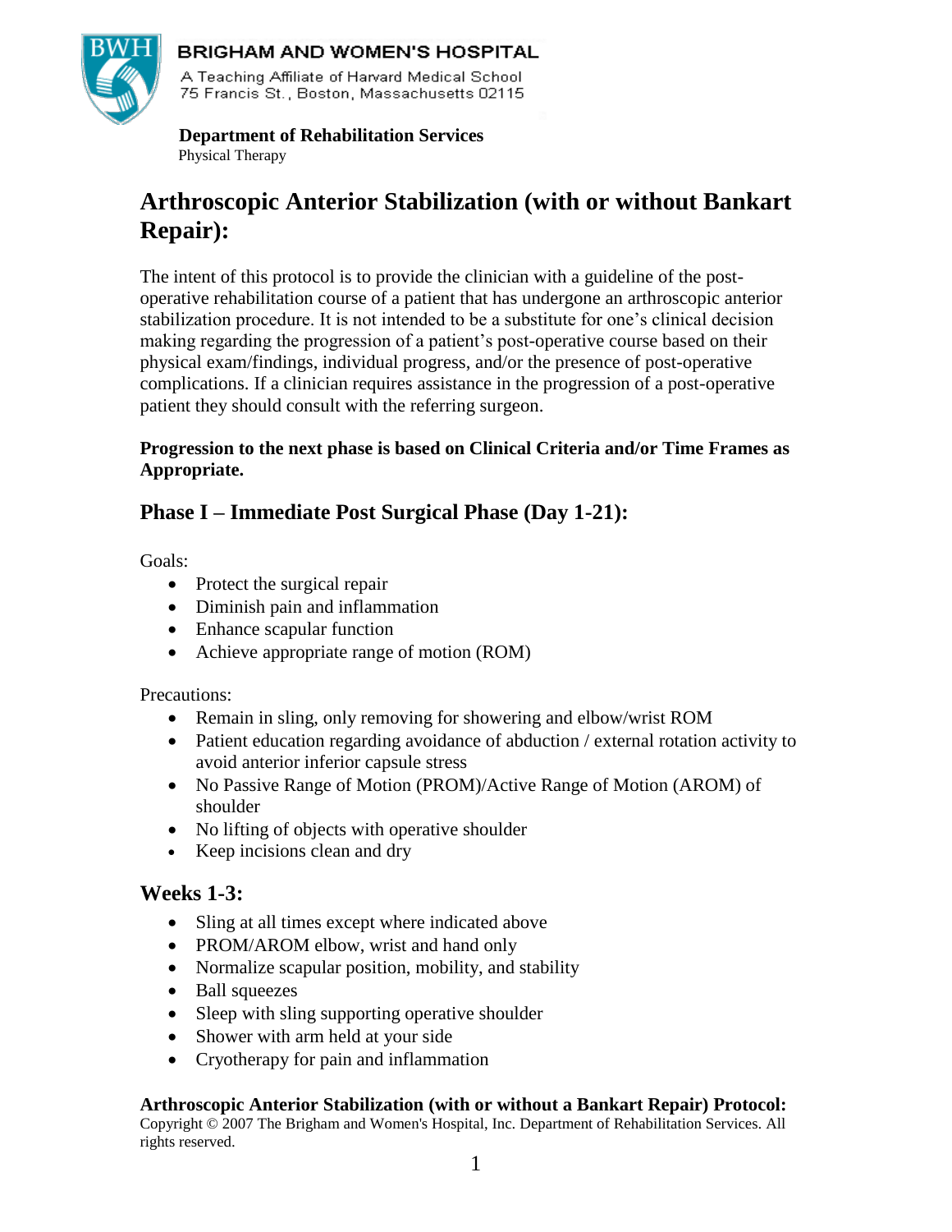**BRIGHAM AND WOMEN'S HOSPITAL**

A Teaching Affiliate of Harvard Medical School
75 Francis St., Boston, Massachusetts 02115

**Department of Rehabilitation Services**
Physical Therapy

# Arthroscopic Anterior Stabilization (with or without Bankart Repair):

The intent of this protocol is to provide the clinician with a guideline of the post-operative rehabilitation course of a patient that has undergone an arthroscopic anterior stabilization procedure. It is not intended to be a substitute for one's clinical decision making regarding the progression of a patient's post-operative course based on their physical exam/findings, individual progress, and/or the presence of post-operative complications. If a clinician requires assistance in the progression of a post-operative patient they should consult with the referring surgeon.

**Progression to the next phase is based on Clinical Criteria and/or Time Frames as Appropriate.**

## Phase I – Immediate Post Surgical Phase (Day 1-21):

Goals:

- Protect the surgical repair
- Diminish pain and inflammation
- Enhance scapular function
- Achieve appropriate range of motion (ROM)

Precautions:

- Remain in sling, only removing for showering and elbow/wrist ROM
- Patient education regarding avoidance of abduction / external rotation activity to avoid anterior inferior capsule stress
- No Passive Range of Motion (PROM)/Active Range of Motion (AROM) of shoulder
- No lifting of objects with operative shoulder
- Keep incisions clean and dry

### Weeks 1-3:

- Sling at all times except where indicated above
- PROM/AROM elbow, wrist and hand only
- Normalize scapular position, mobility, and stability
- Ball squeezes
- Sleep with sling supporting operative shoulder
- Shower with arm held at your side
- Cryotherapy for pain and inflammation

**Arthroscopic Anterior Stabilization (with or without a Bankart Repair) Protocol:**
Copyright © 2007 The Brigham and Women's Hospital, Inc. Department of Rehabilitation Services. All rights reserved.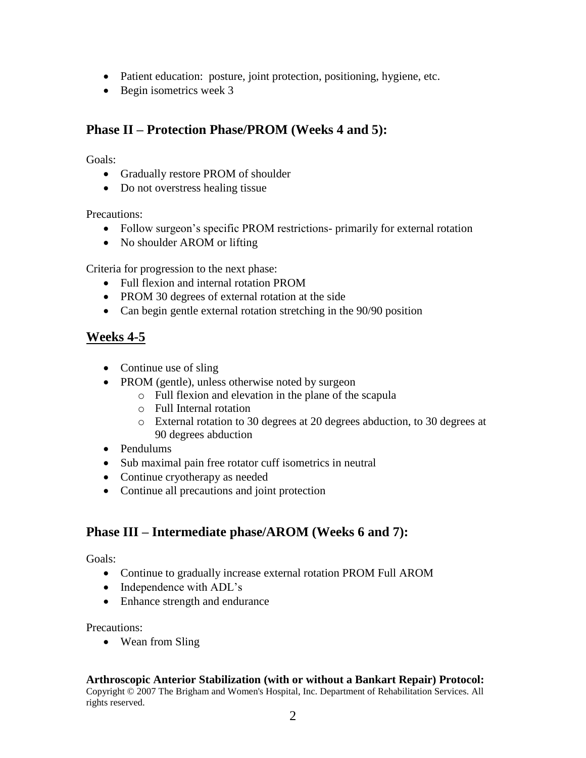- Patient education: posture, joint protection, positioning, hygiene, etc.
- Begin isometrics week 3

## Phase II – Protection Phase/PROM (Weeks 4 and 5):

Goals:

- Gradually restore PROM of shoulder
- Do not overstress healing tissue

Precautions:

- Follow surgeon's specific PROM restrictions- primarily for external rotation
- No shoulder AROM or lifting

Criteria for progression to the next phase:

- Full flexion and internal rotation PROM
- PROM 30 degrees of external rotation at the side
- Can begin gentle external rotation stretching in the 90/90 position

## <u>Weeks 4-5</u>

- Continue use of sling
- PROM (gentle), unless otherwise noted by surgeon
  - Full flexion and elevation in the plane of the scapula
  - Full Internal rotation
  - External rotation to 30 degrees at 20 degrees abduction, to 30 degrees at 90 degrees abduction
- Pendulums
- Sub maximal pain free rotator cuff isometrics in neutral
- Continue cryotherapy as needed
- Continue all precautions and joint protection

## Phase III – Intermediate phase/AROM (Weeks 6 and 7):

Goals:

- Continue to gradually increase external rotation PROM Full AROM
- Independence with ADL's
- Enhance strength and endurance

Precautions:

- Wean from Sling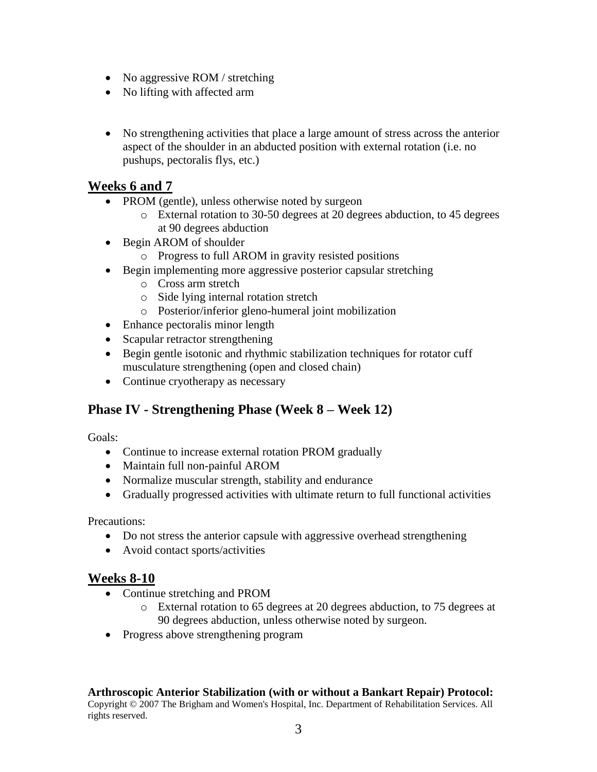- No aggressive ROM / stretching
- No lifting with affected arm
- No strengthening activities that place a large amount of stress across the anterior aspect of the shoulder in an abducted position with external rotation (i.e. no pushups, pectoralis flys, etc.)

## Weeks 6 and 7

- PROM (gentle), unless otherwise noted by surgeon
  - External rotation to 30-50 degrees at 20 degrees abduction, to 45 degrees at 90 degrees abduction
- Begin AROM of shoulder
  - Progress to full AROM in gravity resisted positions
- Begin implementing more aggressive posterior capsular stretching
  - Cross arm stretch
  - Side lying internal rotation stretch
  - Posterior/inferior gleno-humeral joint mobilization
- Enhance pectoralis minor length
- Scapular retractor strengthening
- Begin gentle isotonic and rhythmic stabilization techniques for rotator cuff musculature strengthening (open and closed chain)
- Continue cryotherapy as necessary

## Phase IV - Strengthening Phase (Week 8 – Week 12)

Goals:

- Continue to increase external rotation PROM gradually
- Maintain full non-painful AROM
- Normalize muscular strength, stability and endurance
- Gradually progressed activities with ultimate return to full functional activities

Precautions:

- Do not stress the anterior capsule with aggressive overhead strengthening
- Avoid contact sports/activities

## Weeks 8-10

- Continue stretching and PROM
  - External rotation to 65 degrees at 20 degrees abduction, to 75 degrees at 90 degrees abduction, unless otherwise noted by surgeon.
- Progress above strengthening program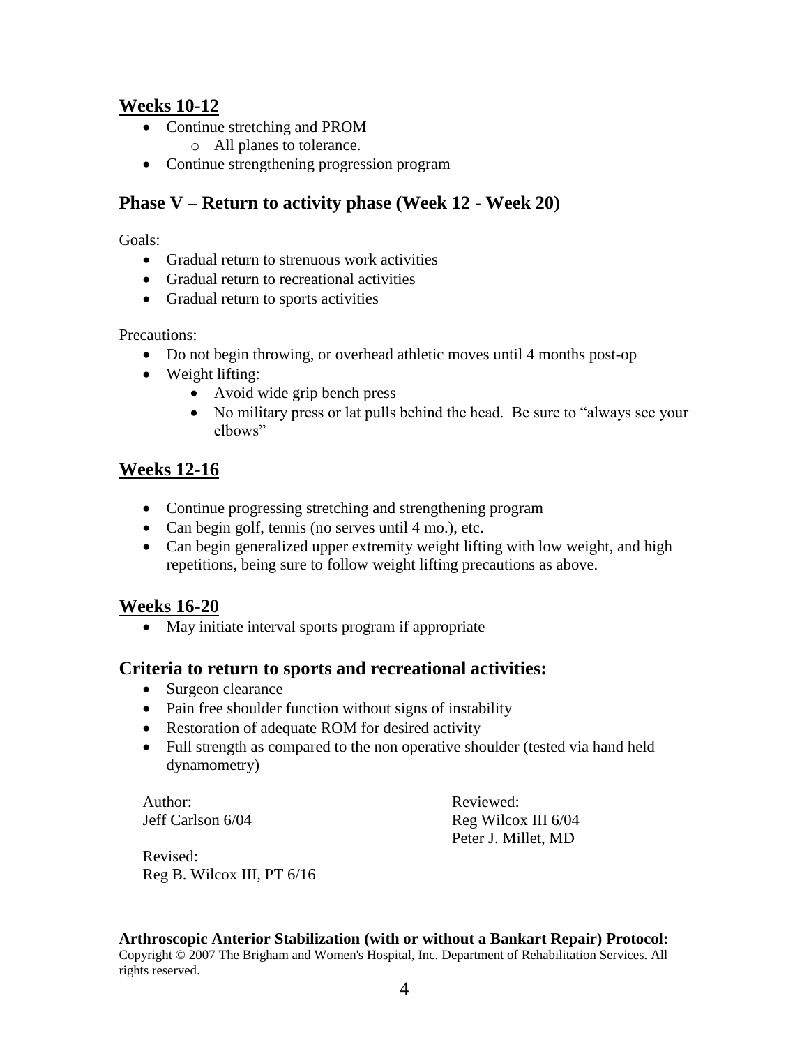## Weeks 10-12

- Continue stretching and PROM
  - All planes to tolerance.
- Continue strengthening progression program

## Phase V – Return to activity phase (Week 12 - Week 20)

Goals:

- Gradual return to strenuous work activities
- Gradual return to recreational activities
- Gradual return to sports activities

Precautions:

- Do not begin throwing, or overhead athletic moves until 4 months post-op
- Weight lifting:
  - Avoid wide grip bench press
  - No military press or lat pulls behind the head. Be sure to "always see your elbows"

## Weeks 12-16

- Continue progressing stretching and strengthening program
- Can begin golf, tennis (no serves until 4 mo.), etc.
- Can begin generalized upper extremity weight lifting with low weight, and high repetitions, being sure to follow weight lifting precautions as above.

## Weeks 16-20

- May initiate interval sports program if appropriate

## Criteria to return to sports and recreational activities:

- Surgeon clearance
- Pain free shoulder function without signs of instability
- Restoration of adequate ROM for desired activity
- Full strength as compared to the non operative shoulder (tested via hand held dynamometry)

Author:
Jeff Carlson 6/04

Reviewed:
Reg Wilcox III 6/04
Peter J. Millet, MD

Revised:
Reg B. Wilcox III, PT 6/16

**Arthroscopic Anterior Stabilization (with or without a Bankart Repair) Protocol:**
Copyright © 2007 The Brigham and Women's Hospital, Inc. Department of Rehabilitation Services. All rights reserved.